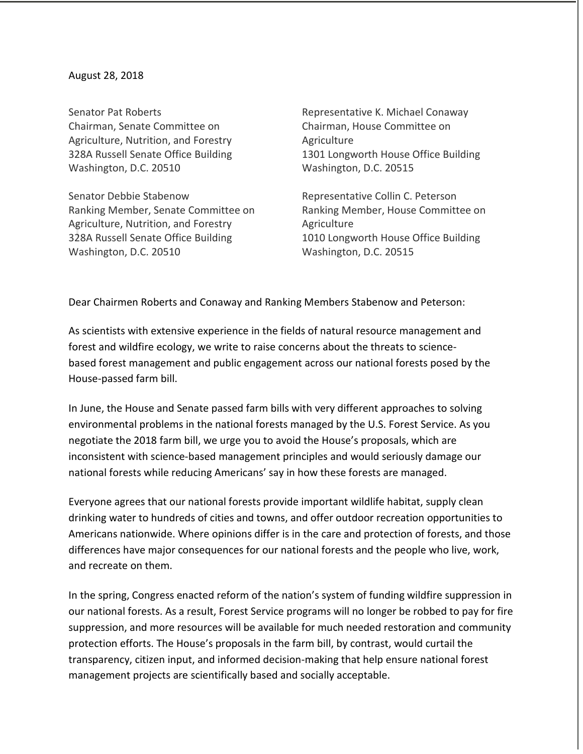August 28, 2018

Senator Pat Roberts
Chairman, Senate Committee on Agriculture, Nutrition, and Forestry
328A Russell Senate Office Building
Washington, D.C. 20510

Senator Debbie Stabenow
Ranking Member, Senate Committee on Agriculture, Nutrition, and Forestry
328A Russell Senate Office Building
Washington, D.C. 20510

Representative K. Michael Conaway
Chairman, House Committee on Agriculture
1301 Longworth House Office Building
Washington, D.C. 20515

Representative Collin C. Peterson
Ranking Member, House Committee on Agriculture
1010 Longworth House Office Building
Washington, D.C. 20515

Dear Chairmen Roberts and Conaway and Ranking Members Stabenow and Peterson:

As scientists with extensive experience in the fields of natural resource management and forest and wildfire ecology, we write to raise concerns about the threats to science-based forest management and public engagement across our national forests posed by the House-passed farm bill.

In June, the House and Senate passed farm bills with very different approaches to solving environmental problems in the national forests managed by the U.S. Forest Service. As you negotiate the 2018 farm bill, we urge you to avoid the House's proposals, which are inconsistent with science-based management principles and would seriously damage our national forests while reducing Americans' say in how these forests are managed.

Everyone agrees that our national forests provide important wildlife habitat, supply clean drinking water to hundreds of cities and towns, and offer outdoor recreation opportunities to Americans nationwide. Where opinions differ is in the care and protection of forests, and those differences have major consequences for our national forests and the people who live, work, and recreate on them.

In the spring, Congress enacted reform of the nation's system of funding wildfire suppression in our national forests. As a result, Forest Service programs will no longer be robbed to pay for fire suppression, and more resources will be available for much needed restoration and community protection efforts. The House's proposals in the farm bill, by contrast, would curtail the transparency, citizen input, and informed decision-making that help ensure national forest management projects are scientifically based and socially acceptable.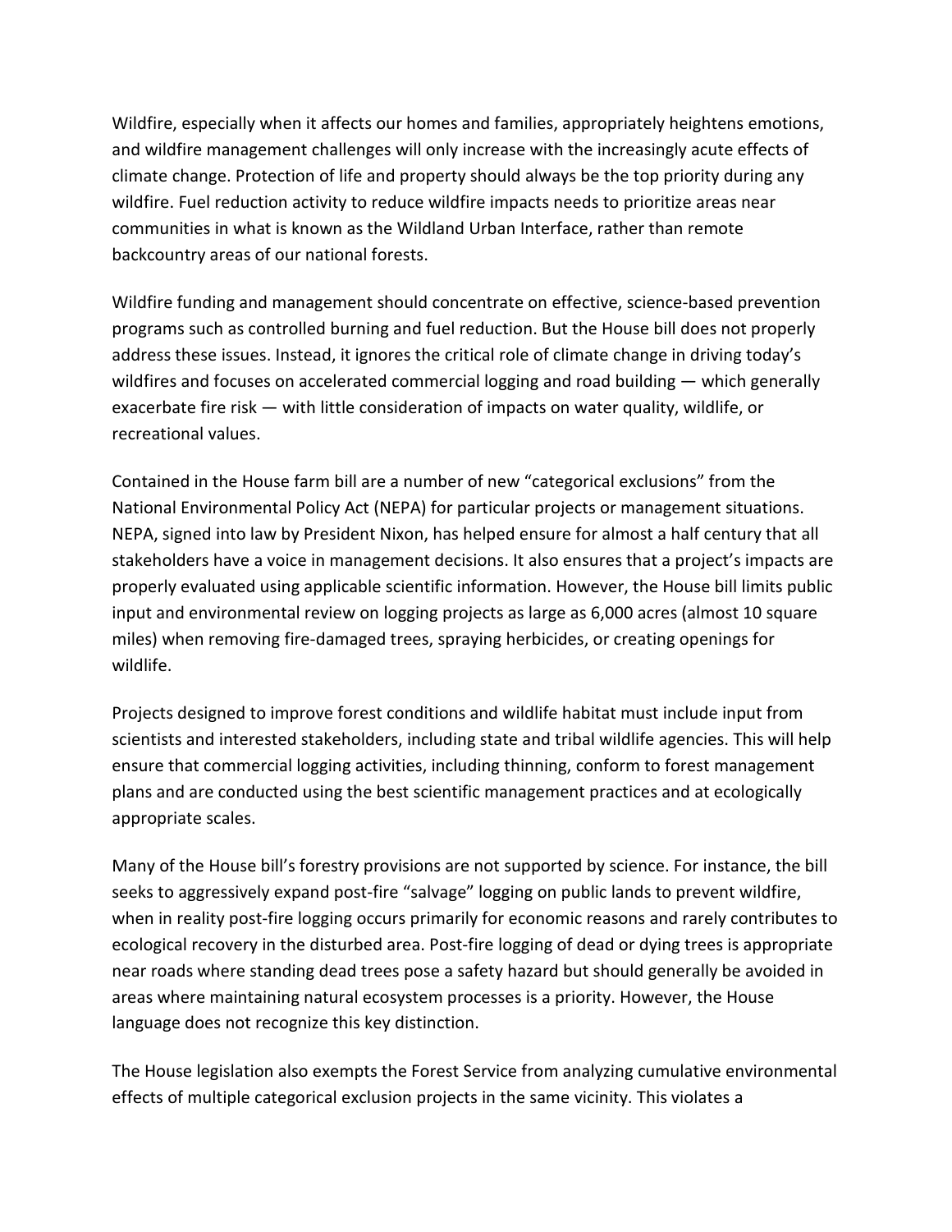Wildfire, especially when it affects our homes and families, appropriately heightens emotions, and wildfire management challenges will only increase with the increasingly acute effects of climate change. Protection of life and property should always be the top priority during any wildfire. Fuel reduction activity to reduce wildfire impacts needs to prioritize areas near communities in what is known as the Wildland Urban Interface, rather than remote backcountry areas of our national forests.

Wildfire funding and management should concentrate on effective, science-based prevention programs such as controlled burning and fuel reduction. But the House bill does not properly address these issues. Instead, it ignores the critical role of climate change in driving today's wildfires and focuses on accelerated commercial logging and road building — which generally exacerbate fire risk — with little consideration of impacts on water quality, wildlife, or recreational values.

Contained in the House farm bill are a number of new "categorical exclusions" from the National Environmental Policy Act (NEPA) for particular projects or management situations. NEPA, signed into law by President Nixon, has helped ensure for almost a half century that all stakeholders have a voice in management decisions. It also ensures that a project's impacts are properly evaluated using applicable scientific information. However, the House bill limits public input and environmental review on logging projects as large as 6,000 acres (almost 10 square miles) when removing fire-damaged trees, spraying herbicides, or creating openings for wildlife.

Projects designed to improve forest conditions and wildlife habitat must include input from scientists and interested stakeholders, including state and tribal wildlife agencies. This will help ensure that commercial logging activities, including thinning, conform to forest management plans and are conducted using the best scientific management practices and at ecologically appropriate scales.

Many of the House bill's forestry provisions are not supported by science. For instance, the bill seeks to aggressively expand post-fire "salvage" logging on public lands to prevent wildfire, when in reality post-fire logging occurs primarily for economic reasons and rarely contributes to ecological recovery in the disturbed area. Post-fire logging of dead or dying trees is appropriate near roads where standing dead trees pose a safety hazard but should generally be avoided in areas where maintaining natural ecosystem processes is a priority. However, the House language does not recognize this key distinction.

The House legislation also exempts the Forest Service from analyzing cumulative environmental effects of multiple categorical exclusion projects in the same vicinity. This violates a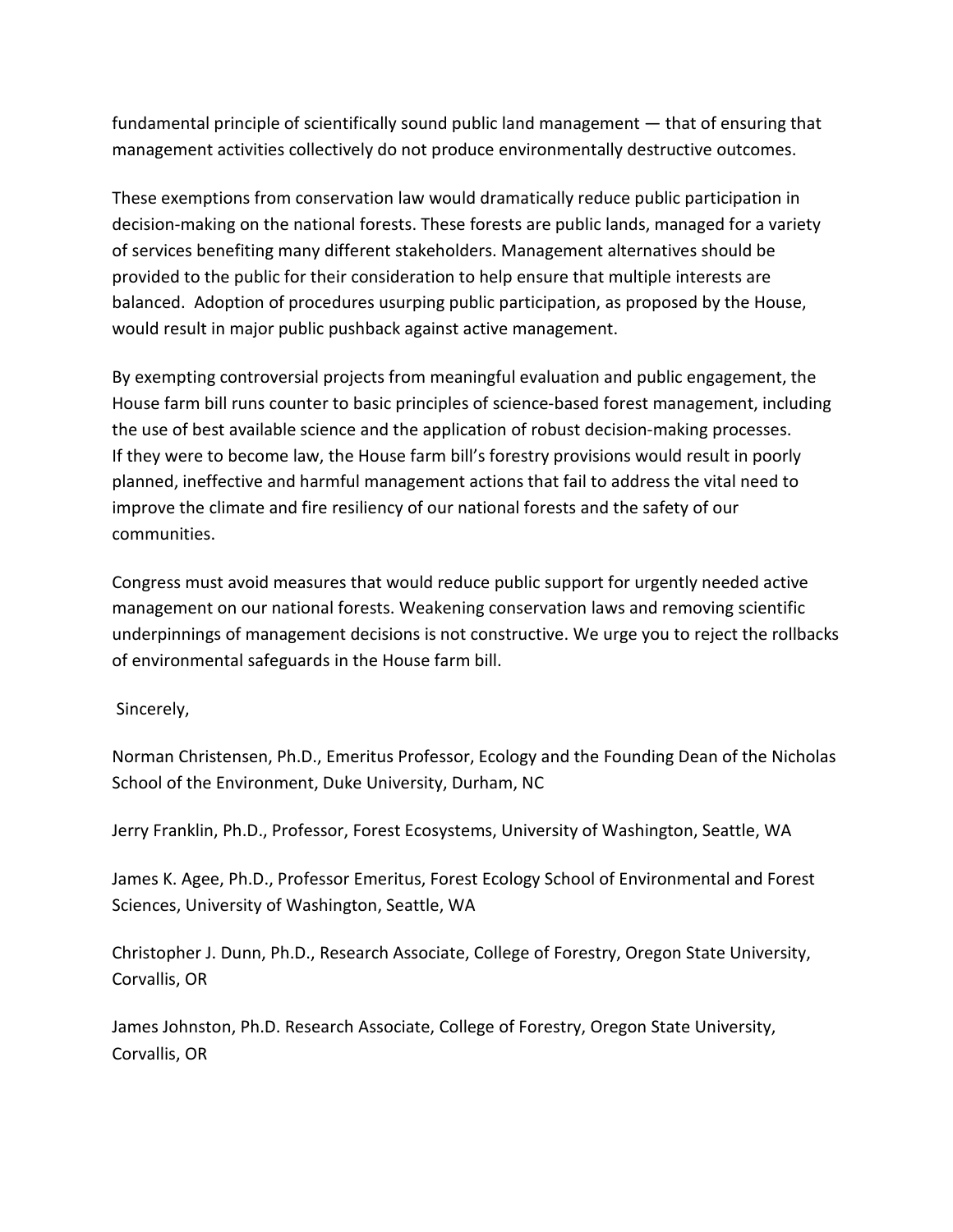fundamental principle of scientifically sound public land management — that of ensuring that management activities collectively do not produce environmentally destructive outcomes.

These exemptions from conservation law would dramatically reduce public participation in decision-making on the national forests. These forests are public lands, managed for a variety of services benefiting many different stakeholders. Management alternatives should be provided to the public for their consideration to help ensure that multiple interests are balanced. Adoption of procedures usurping public participation, as proposed by the House, would result in major public pushback against active management.

By exempting controversial projects from meaningful evaluation and public engagement, the House farm bill runs counter to basic principles of science-based forest management, including the use of best available science and the application of robust decision-making processes. If they were to become law, the House farm bill's forestry provisions would result in poorly planned, ineffective and harmful management actions that fail to address the vital need to improve the climate and fire resiliency of our national forests and the safety of our communities.

Congress must avoid measures that would reduce public support for urgently needed active management on our national forests. Weakening conservation laws and removing scientific underpinnings of management decisions is not constructive. We urge you to reject the rollbacks of environmental safeguards in the House farm bill.

Sincerely,

Norman Christensen, Ph.D., Emeritus Professor, Ecology and the Founding Dean of the Nicholas School of the Environment, Duke University, Durham, NC

Jerry Franklin, Ph.D., Professor, Forest Ecosystems, University of Washington, Seattle, WA

James K. Agee, Ph.D., Professor Emeritus, Forest Ecology School of Environmental and Forest Sciences, University of Washington, Seattle, WA

Christopher J. Dunn, Ph.D., Research Associate, College of Forestry, Oregon State University, Corvallis, OR

James Johnston, Ph.D. Research Associate, College of Forestry, Oregon State University, Corvallis, OR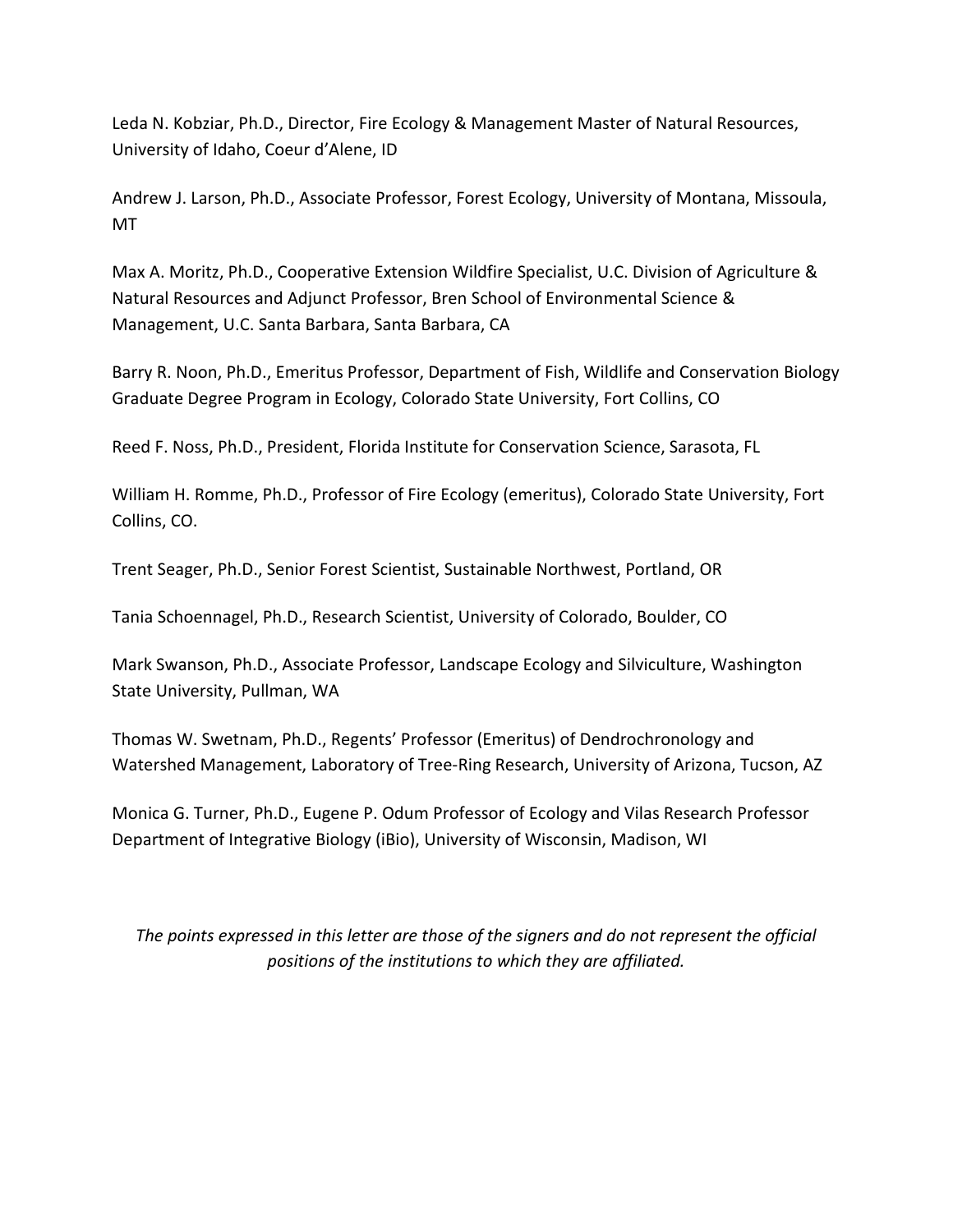Leda N. Kobziar, Ph.D., Director, Fire Ecology & Management Master of Natural Resources, University of Idaho, Coeur d'Alene, ID

Andrew J. Larson, Ph.D., Associate Professor, Forest Ecology, University of Montana, Missoula, MT

Max A. Moritz, Ph.D., Cooperative Extension Wildfire Specialist, U.C. Division of Agriculture & Natural Resources and Adjunct Professor, Bren School of Environmental Science & Management, U.C. Santa Barbara, Santa Barbara, CA

Barry R. Noon, Ph.D., Emeritus Professor, Department of Fish, Wildlife and Conservation Biology Graduate Degree Program in Ecology, Colorado State University, Fort Collins, CO

Reed F. Noss, Ph.D., President, Florida Institute for Conservation Science, Sarasota, FL

William H. Romme, Ph.D., Professor of Fire Ecology (emeritus), Colorado State University, Fort Collins, CO.

Trent Seager, Ph.D., Senior Forest Scientist, Sustainable Northwest, Portland, OR

Tania Schoennagel, Ph.D., Research Scientist, University of Colorado, Boulder, CO

Mark Swanson, Ph.D., Associate Professor, Landscape Ecology and Silviculture, Washington State University, Pullman, WA

Thomas W. Swetnam, Ph.D., Regents' Professor (Emeritus) of Dendrochronology and Watershed Management, Laboratory of Tree-Ring Research, University of Arizona, Tucson, AZ

Monica G. Turner, Ph.D., Eugene P. Odum Professor of Ecology and Vilas Research Professor Department of Integrative Biology (iBio), University of Wisconsin, Madison, WI

*The points expressed in this letter are those of the signers and do not represent the official positions of the institutions to which they are affiliated.*